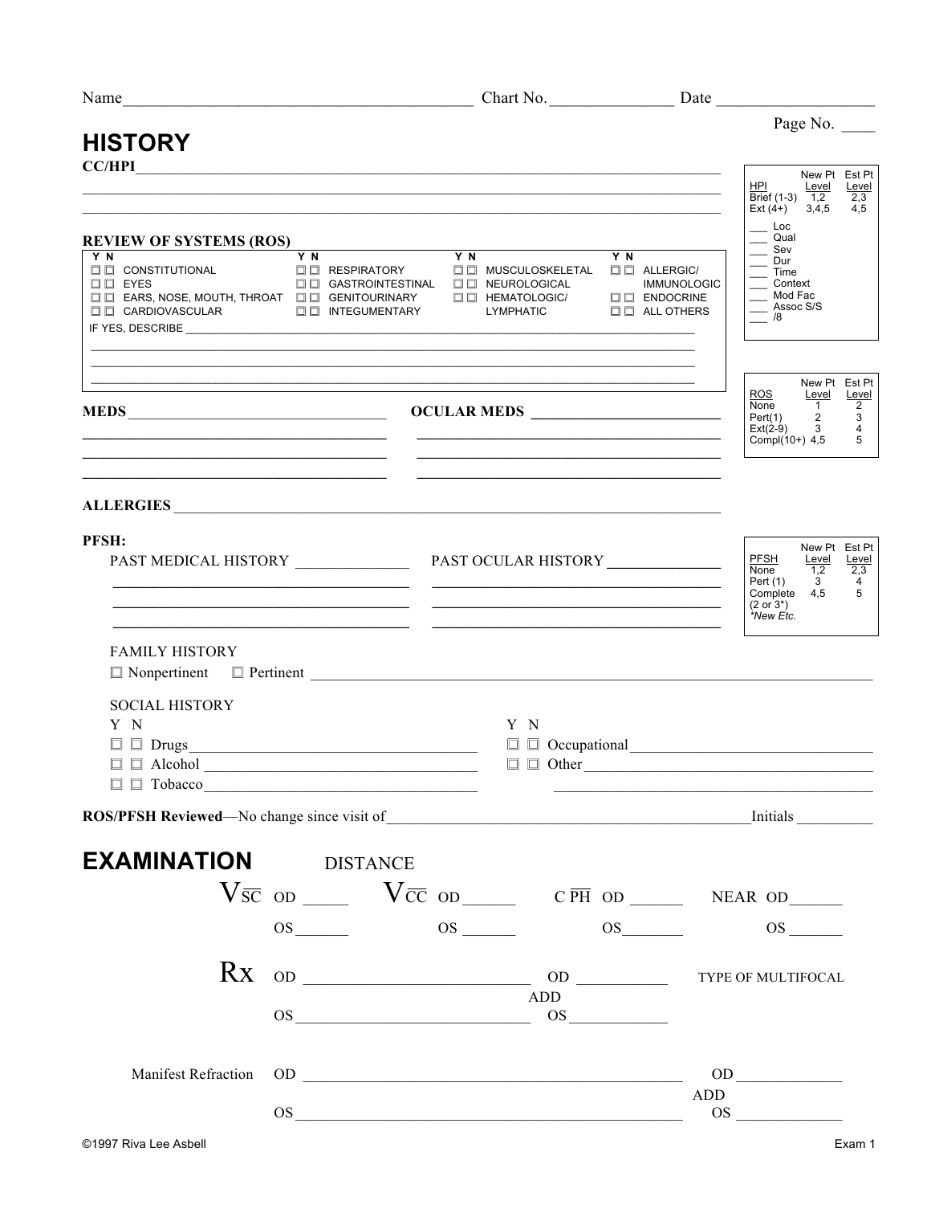Name__________________________________________ Chart No._______________ Date ___________________

Page No. ____

# HISTORY

**CC/HPI**_______________________________________________________________________________

_________________________________________________________________________________________

_________________________________________________________________________________________

| HPI | New Pt Level | Est Pt Level |
|---|---|---|
| Brief (1-3) | 1,2 | 2,3 |
| Ext (4+) | 3,4,5 | 4,5 |

___ Loc
___ Qual
___ Sev
___ Dur
___ Time
___ Context
___ Mod Fac
___ Assoc S/S
___ /8

**REVIEW OF SYSTEMS (ROS)**

| Y N | | Y N | | Y N | | Y N | |
|---|---|---|---|---|---|---|---|
| ☐ ☐ | CONSTITUTIONAL | ☐ ☐ | RESPIRATORY | ☐ ☐ | MUSCULOSKELETAL | ☐ ☐ | ALLERGIC/ IMMUNOLOGIC |
| ☐ ☐ | EYES | ☐ ☐ | GASTROINTESTINAL | ☐ ☐ | NEUROLOGICAL | | |
| ☐ ☐ | EARS, NOSE, MOUTH, THROAT | ☐ ☐ | GENITOURINARY | ☐ ☐ | HEMATOLOGIC/ LYMPHATIC | ☐ ☐ | ENDOCRINE |
| ☐ ☐ | CARDIOVASCULAR | ☐ ☐ | INTEGUMENTARY | | | ☐ ☐ | ALL OTHERS |

IF YES, DESCRIBE ___________________________________________________________________________

_________________________________________________________________________________________

_________________________________________________________________________________________

_________________________________________________________________________________________

| ROS | New Pt Level | Est Pt Level |
|---|---|---|
| None | 1 | 2 |
| Pert(1) | 2 | 3 |
| Ext(2-9) | 3 | 4 |
| Compl(10+) | 4,5 | 5 |

**MEDS** ___________________________________ **OCULAR MEDS** ___________________________________

_________________________________________ _________________________________________

_________________________________________ _________________________________________

_________________________________________ _________________________________________

**ALLERGIES** _____________________________________________________________________________

**PFSH:**

PAST MEDICAL HISTORY _______________ PAST OCULAR HISTORY _______________

_________________________________________ _________________________________________

_________________________________________ _________________________________________

_________________________________________ _________________________________________

| PFSH | New Pt Level | Est Pt Level |
|---|---|---|
| None | 1,2 | 2,3 |
| Pert (1) | 3 | 4 |
| Complete (2 or 3*) | 4,5 | 5 |

*\*New Etc.*

FAMILY HISTORY

☐ Nonpertinent ☐ Pertinent ______________________________________________________________

SOCIAL HISTORY

| Y N | | Y N | |
|---|---|---|---|
| ☐ ☐ | Drugs_______________________________ | ☐ ☐ | Occupational_______________________________ |
| ☐ ☐ | Alcohol _____________________________ | ☐ ☐ | Other_____________________________________ |
| ☐ ☐ | Tobacco_____________________________ | | _________________________________________ |

**ROS/PFSH Reviewed**—No change since visit of_____________________________________Initials __________

# EXAMINATION

DISTANCE

| | | | | | | | |
|---|---|---|---|---|---|---|---|
| $V_{\overline{SC}}$ | OD _____ | $V_{\overline{CC}}$ | OD ______ | $C\ \overline{PH}$ | OD ______ | NEAR | OD______ |
| | OS _______ | | OS _______ | | OS________ | | OS _______ |

Rx OD ____________________________ OD ___________ TYPE OF MULTIFOCAL

ADD

OS _____________________________ OS ____________

Manifest Refraction OD ______________________________________________ OD _____________

ADD

OS ______________________________________________ OS _____________

©1997 Riva Lee Asbell

Exam 1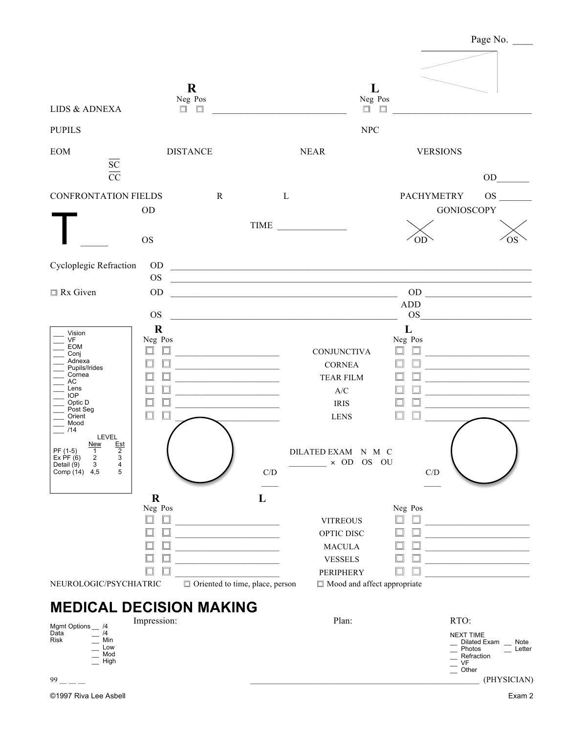Page No. ____

| | R Neg | R Pos | | L Neg | L Pos | |
|---|---|---|---|---|---|---|
| LIDS & ADNEXA | ☐ | ☐ | ____________ | ☐ | ☐ | ____________ |

PUPILS

NPC

EOM — DISTANCE — NEAR — VERSIONS

SC

CC

CONFRONTATION FIELDS — R — L

OD_______

PACHYMETRY OS _______

GONIOSCOPY

OD OS

T _____ OD

OS

TIME ____________

Cycloplegic Refraction OD ______________________________

OS ______________________________

☐ Rx Given OD ______________________ OD ____________

ADD

OS ______________________ OS____________

___ Vision
___ VF
___ EOM
___ Conj
___ Adnexa
___ Pupils/Irides
___ Cornea
___ AC
___ Lens
___ IOP
___ Optic D
___ Post Seg
___ Orient
___ Mood
___ /14

| LEVEL | New | Est |
|---|---|---|
| PF (1-5) | 1 | 2 |
| Ex PF (6) | 2 | 3 |
| Detail (9) | 3 | 4 |
| Comp (14) | 4,5 | 5 |

| R Neg | R Pos | | | L Neg | L Pos | |
|---|---|---|---|---|---|---|
| ☐ | ☐ | ____________ | CONJUNCTIVA | ☐ | ☐ | ____________ |
| ☐ | ☐ | ____________ | CORNEA | ☐ | ☐ | ____________ |
| ☐ | ☐ | ____________ | TEAR FILM | ☐ | ☐ | ____________ |
| ☐ | ☐ | ____________ | A/C | ☐ | ☐ | ____________ |
| ☐ | ☐ | ____________ | IRIS | ☐ | ☐ | ____________ |
| ☐ | ☐ | ____________ | LENS | ☐ | ☐ | ____________ |

DILATED EXAM N M C

________ × OD OS OU

C/D ____ C/D ____

| R Neg | R Pos | | | L Neg | L Pos | |
|---|---|---|---|---|---|---|
| ☐ | ☐ | ____________ | VITREOUS | ☐ | ☐ | ____________ |
| ☐ | ☐ | ____________ | OPTIC DISC | ☐ | ☐ | ____________ |
| ☐ | ☐ | ____________ | MACULA | ☐ | ☐ | ____________ |
| ☐ | ☐ | ____________ | VESSELS | ☐ | ☐ | ____________ |
| ☐ | ☐ | ____________ | PERIPHERY | ☐ | ☐ | ____________ |

NEUROLOGIC/PSYCHIATRIC ☐ Oriented to time, place, person ☐ Mood and affect appropriate

## MEDICAL DECISION MAKING

Mgmt Options __ /4
Data __ /4
Risk __ Min
__ Low
__ Mod
__ High

Impression:

Plan:

RTO:

NEXT TIME
__ Dilated Exam __ Note
__ Photos __ Letter
__ Refraction
__ VF
__ Other

99 __ __ __

______________________________ (PHYSICIAN)

©1997 Riva Lee Asbell

Exam 2